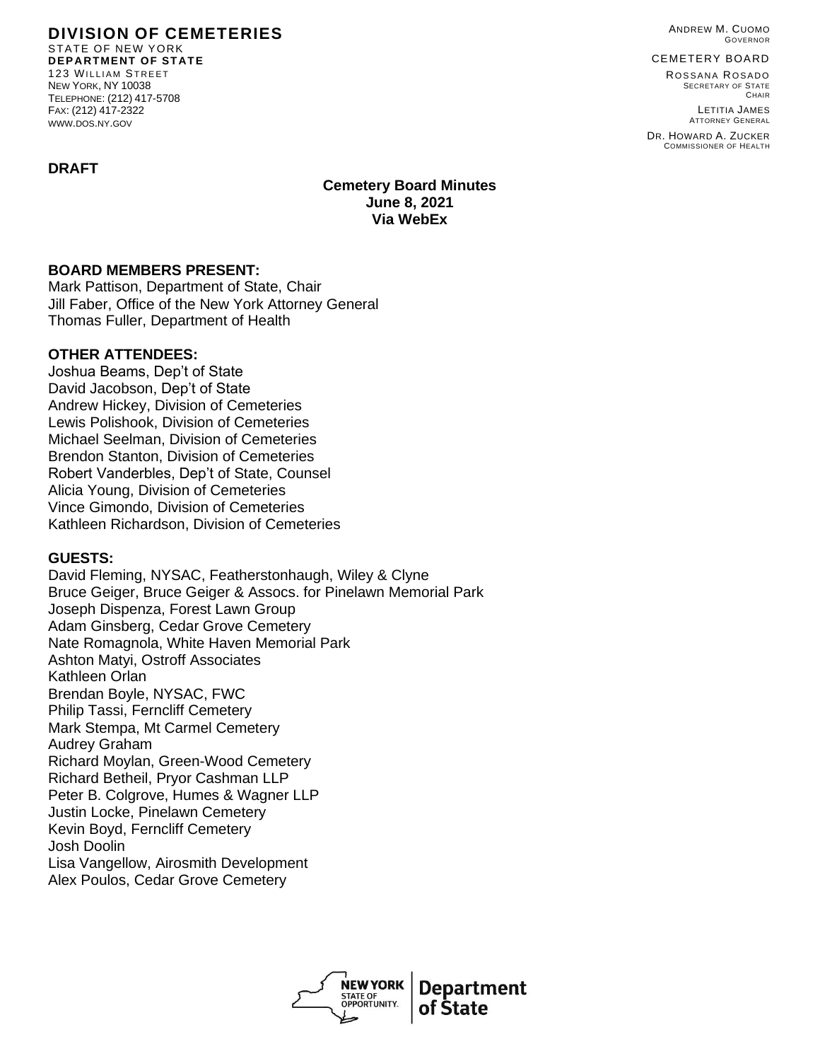**DIVISION OF CEMETERIES**
STATE OF NEW YORK
**DEPARTMENT OF STATE**
123 WILLIAM STREET
NEW YORK, NY 10038
TELEPHONE: (212) 417-5708
FAX: (212) 417-2322
WWW.DOS.NY.GOV

ANDREW M. CUOMO
GOVERNOR

CEMETERY BOARD

ROSSANA ROSADO
SECRETARY OF STATE
CHAIR

LETITIA JAMES
ATTORNEY GENERAL

DR. HOWARD A. ZUCKER
COMMISSIONER OF HEALTH

**DRAFT**

**Cemetery Board Minutes**
**June 8, 2021**
**Via WebEx**

**BOARD MEMBERS PRESENT:**
Mark Pattison, Department of State, Chair
Jill Faber, Office of the New York Attorney General
Thomas Fuller, Department of Health

**OTHER ATTENDEES:**
Joshua Beams, Dep't of State
David Jacobson, Dep't of State
Andrew Hickey, Division of Cemeteries
Lewis Polishook, Division of Cemeteries
Michael Seelman, Division of Cemeteries
Brendon Stanton, Division of Cemeteries
Robert Vanderbles, Dep't of State, Counsel
Alicia Young, Division of Cemeteries
Vince Gimondo, Division of Cemeteries
Kathleen Richardson, Division of Cemeteries

**GUESTS:**
David Fleming, NYSAC, Featherstonhaugh, Wiley & Clyne
Bruce Geiger, Bruce Geiger & Assocs. for Pinelawn Memorial Park
Joseph Dispenza, Forest Lawn Group
Adam Ginsberg, Cedar Grove Cemetery
Nate Romagnola, White Haven Memorial Park
Ashton Matyi, Ostroff Associates
Kathleen Orlan
Brendan Boyle, NYSAC, FWC
Philip Tassi, Ferncliff Cemetery
Mark Stempa, Mt Carmel Cemetery
Audrey Graham
Richard Moylan, Green-Wood Cemetery
Richard Betheil, Pryor Cashman LLP
Peter B. Colgrove, Humes & Wagner LLP
Justin Locke, Pinelawn Cemetery
Kevin Boyd, Ferncliff Cemetery
Josh Doolin
Lisa Vangellow, Airosmith Development
Alex Poulos, Cedar Grove Cemetery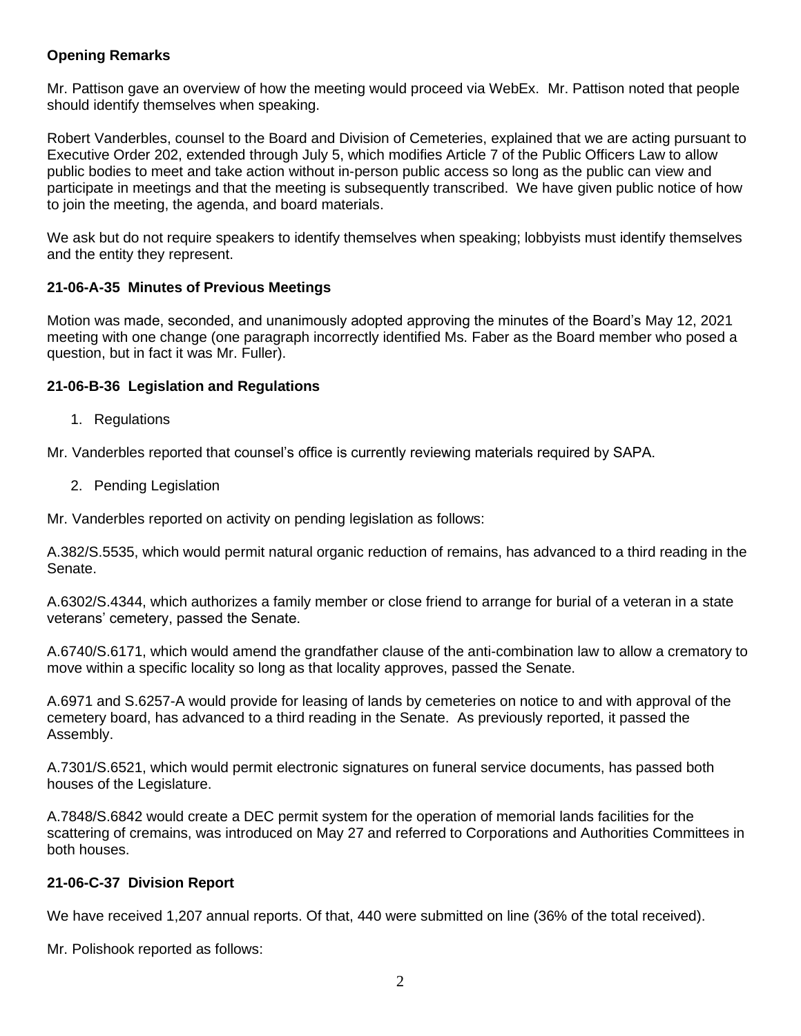**Opening Remarks**

Mr. Pattison gave an overview of how the meeting would proceed via WebEx. Mr. Pattison noted that people should identify themselves when speaking.

Robert Vanderbles, counsel to the Board and Division of Cemeteries, explained that we are acting pursuant to Executive Order 202, extended through July 5, which modifies Article 7 of the Public Officers Law to allow public bodies to meet and take action without in-person public access so long as the public can view and participate in meetings and that the meeting is subsequently transcribed. We have given public notice of how to join the meeting, the agenda, and board materials.

We ask but do not require speakers to identify themselves when speaking; lobbyists must identify themselves and the entity they represent.

**21-06-A-35 Minutes of Previous Meetings**

Motion was made, seconded, and unanimously adopted approving the minutes of the Board's May 12, 2021 meeting with one change (one paragraph incorrectly identified Ms. Faber as the Board member who posed a question, but in fact it was Mr. Fuller).

**21-06-B-36 Legislation and Regulations**

1. Regulations

Mr. Vanderbles reported that counsel's office is currently reviewing materials required by SAPA.

2. Pending Legislation

Mr. Vanderbles reported on activity on pending legislation as follows:

A.382/S.5535, which would permit natural organic reduction of remains, has advanced to a third reading in the Senate.

A.6302/S.4344, which authorizes a family member or close friend to arrange for burial of a veteran in a state veterans' cemetery, passed the Senate.

A.6740/S.6171, which would amend the grandfather clause of the anti-combination law to allow a crematory to move within a specific locality so long as that locality approves, passed the Senate.

A.6971 and S.6257-A would provide for leasing of lands by cemeteries on notice to and with approval of the cemetery board, has advanced to a third reading in the Senate. As previously reported, it passed the Assembly.

A.7301/S.6521, which would permit electronic signatures on funeral service documents, has passed both houses of the Legislature.

A.7848/S.6842 would create a DEC permit system for the operation of memorial lands facilities for the scattering of cremains, was introduced on May 27 and referred to Corporations and Authorities Committees in both houses.

**21-06-C-37 Division Report**

We have received 1,207 annual reports. Of that, 440 were submitted on line (36% of the total received).

Mr. Polishook reported as follows: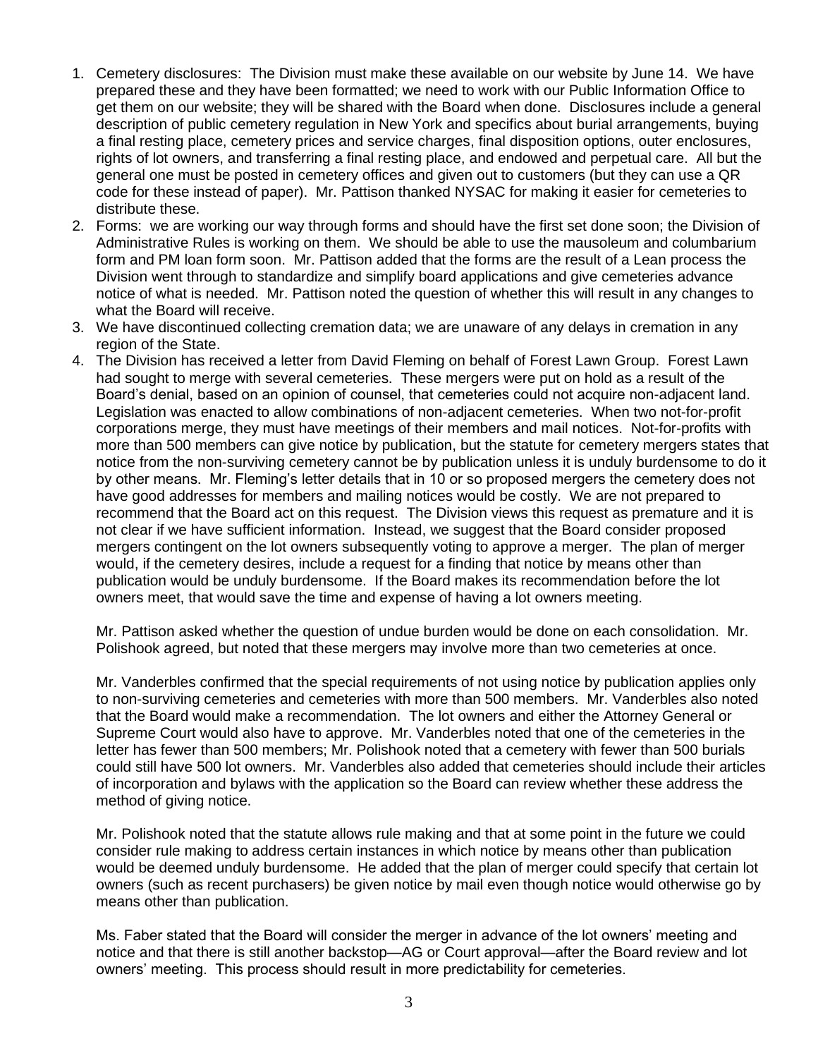1. Cemetery disclosures: The Division must make these available on our website by June 14. We have prepared these and they have been formatted; we need to work with our Public Information Office to get them on our website; they will be shared with the Board when done. Disclosures include a general description of public cemetery regulation in New York and specifics about burial arrangements, buying a final resting place, cemetery prices and service charges, final disposition options, outer enclosures, rights of lot owners, and transferring a final resting place, and endowed and perpetual care. All but the general one must be posted in cemetery offices and given out to customers (but they can use a QR code for these instead of paper). Mr. Pattison thanked NYSAC for making it easier for cemeteries to distribute these.
2. Forms: we are working our way through forms and should have the first set done soon; the Division of Administrative Rules is working on them. We should be able to use the mausoleum and columbarium form and PM loan form soon. Mr. Pattison added that the forms are the result of a Lean process the Division went through to standardize and simplify board applications and give cemeteries advance notice of what is needed. Mr. Pattison noted the question of whether this will result in any changes to what the Board will receive.
3. We have discontinued collecting cremation data; we are unaware of any delays in cremation in any region of the State.
4. The Division has received a letter from David Fleming on behalf of Forest Lawn Group. Forest Lawn had sought to merge with several cemeteries. These mergers were put on hold as a result of the Board's denial, based on an opinion of counsel, that cemeteries could not acquire non-adjacent land. Legislation was enacted to allow combinations of non-adjacent cemeteries. When two not-for-profit corporations merge, they must have meetings of their members and mail notices. Not-for-profits with more than 500 members can give notice by publication, but the statute for cemetery mergers states that notice from the non-surviving cemetery cannot be by publication unless it is unduly burdensome to do it by other means. Mr. Fleming's letter details that in 10 or so proposed mergers the cemetery does not have good addresses for members and mailing notices would be costly. We are not prepared to recommend that the Board act on this request. The Division views this request as premature and it is not clear if we have sufficient information. Instead, we suggest that the Board consider proposed mergers contingent on the lot owners subsequently voting to approve a merger. The plan of merger would, if the cemetery desires, include a request for a finding that notice by means other than publication would be unduly burdensome. If the Board makes its recommendation before the lot owners meet, that would save the time and expense of having a lot owners meeting.

   Mr. Pattison asked whether the question of undue burden would be done on each consolidation. Mr. Polishook agreed, but noted that these mergers may involve more than two cemeteries at once.

   Mr. Vanderbles confirmed that the special requirements of not using notice by publication applies only to non-surviving cemeteries and cemeteries with more than 500 members. Mr. Vanderbles also noted that the Board would make a recommendation. The lot owners and either the Attorney General or Supreme Court would also have to approve. Mr. Vanderbles noted that one of the cemeteries in the letter has fewer than 500 members; Mr. Polishook noted that a cemetery with fewer than 500 burials could still have 500 lot owners. Mr. Vanderbles also added that cemeteries should include their articles of incorporation and bylaws with the application so the Board can review whether these address the method of giving notice.

   Mr. Polishook noted that the statute allows rule making and that at some point in the future we could consider rule making to address certain instances in which notice by means other than publication would be deemed unduly burdensome. He added that the plan of merger could specify that certain lot owners (such as recent purchasers) be given notice by mail even though notice would otherwise go by means other than publication.

   Ms. Faber stated that the Board will consider the merger in advance of the lot owners' meeting and notice and that there is still another backstop—AG or Court approval—after the Board review and lot owners' meeting. This process should result in more predictability for cemeteries.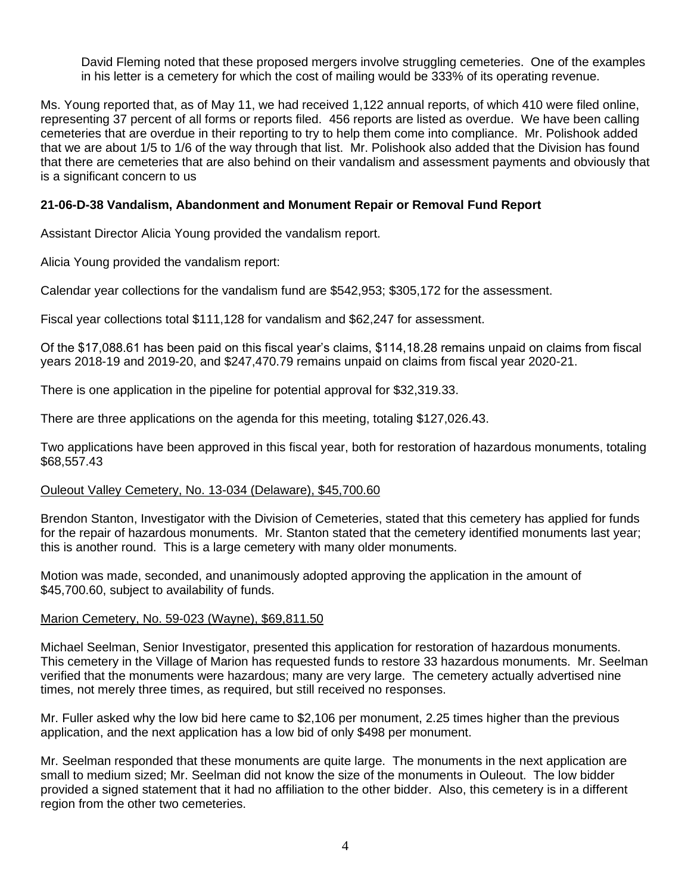David Fleming noted that these proposed mergers involve struggling cemeteries. One of the examples in his letter is a cemetery for which the cost of mailing would be 333% of its operating revenue.

Ms. Young reported that, as of May 11, we had received 1,122 annual reports, of which 410 were filed online, representing 37 percent of all forms or reports filed. 456 reports are listed as overdue. We have been calling cemeteries that are overdue in their reporting to try to help them come into compliance. Mr. Polishook added that we are about 1/5 to 1/6 of the way through that list. Mr. Polishook also added that the Division has found that there are cemeteries that are also behind on their vandalism and assessment payments and obviously that is a significant concern to us

**21-06-D-38 Vandalism, Abandonment and Monument Repair or Removal Fund Report**

Assistant Director Alicia Young provided the vandalism report.

Alicia Young provided the vandalism report:

Calendar year collections for the vandalism fund are $542,953; $305,172 for the assessment.

Fiscal year collections total $111,128 for vandalism and $62,247 for assessment.

Of the $17,088.61 has been paid on this fiscal year's claims, $114,18.28 remains unpaid on claims from fiscal years 2018-19 and 2019-20, and $247,470.79 remains unpaid on claims from fiscal year 2020-21.

There is one application in the pipeline for potential approval for $32,319.33.

There are three applications on the agenda for this meeting, totaling $127,026.43.

Two applications have been approved in this fiscal year, both for restoration of hazardous monuments, totaling $68,557.43

Ouleout Valley Cemetery, No. 13-034 (Delaware), $45,700.60

Brendon Stanton, Investigator with the Division of Cemeteries, stated that this cemetery has applied for funds for the repair of hazardous monuments. Mr. Stanton stated that the cemetery identified monuments last year; this is another round. This is a large cemetery with many older monuments.

Motion was made, seconded, and unanimously adopted approving the application in the amount of $45,700.60, subject to availability of funds.

Marion Cemetery, No. 59-023 (Wayne), $69,811.50

Michael Seelman, Senior Investigator, presented this application for restoration of hazardous monuments. This cemetery in the Village of Marion has requested funds to restore 33 hazardous monuments. Mr. Seelman verified that the monuments were hazardous; many are very large. The cemetery actually advertised nine times, not merely three times, as required, but still received no responses.

Mr. Fuller asked why the low bid here came to $2,106 per monument, 2.25 times higher than the previous application, and the next application has a low bid of only $498 per monument.

Mr. Seelman responded that these monuments are quite large. The monuments in the next application are small to medium sized; Mr. Seelman did not know the size of the monuments in Ouleout. The low bidder provided a signed statement that it had no affiliation to the other bidder. Also, this cemetery is in a different region from the other two cemeteries.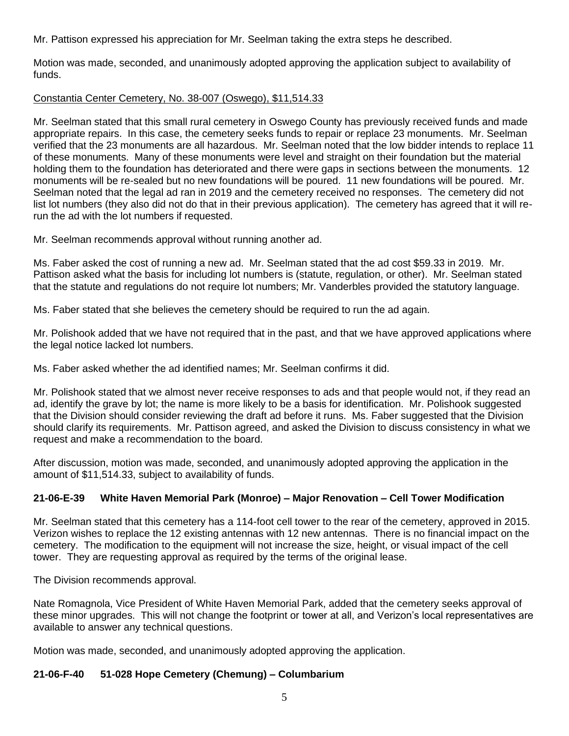Mr. Pattison expressed his appreciation for Mr. Seelman taking the extra steps he described.

Motion was made, seconded, and unanimously adopted approving the application subject to availability of funds.

Constantia Center Cemetery, No. 38-007 (Oswego), $11,514.33

Mr. Seelman stated that this small rural cemetery in Oswego County has previously received funds and made appropriate repairs. In this case, the cemetery seeks funds to repair or replace 23 monuments. Mr. Seelman verified that the 23 monuments are all hazardous. Mr. Seelman noted that the low bidder intends to replace 11 of these monuments. Many of these monuments were level and straight on their foundation but the material holding them to the foundation has deteriorated and there were gaps in sections between the monuments. 12 monuments will be re-sealed but no new foundations will be poured. 11 new foundations will be poured. Mr. Seelman noted that the legal ad ran in 2019 and the cemetery received no responses. The cemetery did not list lot numbers (they also did not do that in their previous application). The cemetery has agreed that it will re-run the ad with the lot numbers if requested.

Mr. Seelman recommends approval without running another ad.

Ms. Faber asked the cost of running a new ad. Mr. Seelman stated that the ad cost $59.33 in 2019. Mr. Pattison asked what the basis for including lot numbers is (statute, regulation, or other). Mr. Seelman stated that the statute and regulations do not require lot numbers; Mr. Vanderbles provided the statutory language.

Ms. Faber stated that she believes the cemetery should be required to run the ad again.

Mr. Polishook added that we have not required that in the past, and that we have approved applications where the legal notice lacked lot numbers.

Ms. Faber asked whether the ad identified names; Mr. Seelman confirms it did.

Mr. Polishook stated that we almost never receive responses to ads and that people would not, if they read an ad, identify the grave by lot; the name is more likely to be a basis for identification. Mr. Polishook suggested that the Division should consider reviewing the draft ad before it runs. Ms. Faber suggested that the Division should clarify its requirements. Mr. Pattison agreed, and asked the Division to discuss consistency in what we request and make a recommendation to the board.

After discussion, motion was made, seconded, and unanimously adopted approving the application in the amount of $11,514.33, subject to availability of funds.

**21-06-E-39 White Haven Memorial Park (Monroe) – Major Renovation – Cell Tower Modification**

Mr. Seelman stated that this cemetery has a 114-foot cell tower to the rear of the cemetery, approved in 2015. Verizon wishes to replace the 12 existing antennas with 12 new antennas. There is no financial impact on the cemetery. The modification to the equipment will not increase the size, height, or visual impact of the cell tower. They are requesting approval as required by the terms of the original lease.

The Division recommends approval.

Nate Romagnola, Vice President of White Haven Memorial Park, added that the cemetery seeks approval of these minor upgrades. This will not change the footprint or tower at all, and Verizon's local representatives are available to answer any technical questions.

Motion was made, seconded, and unanimously adopted approving the application.

**21-06-F-40 51-028 Hope Cemetery (Chemung) – Columbarium**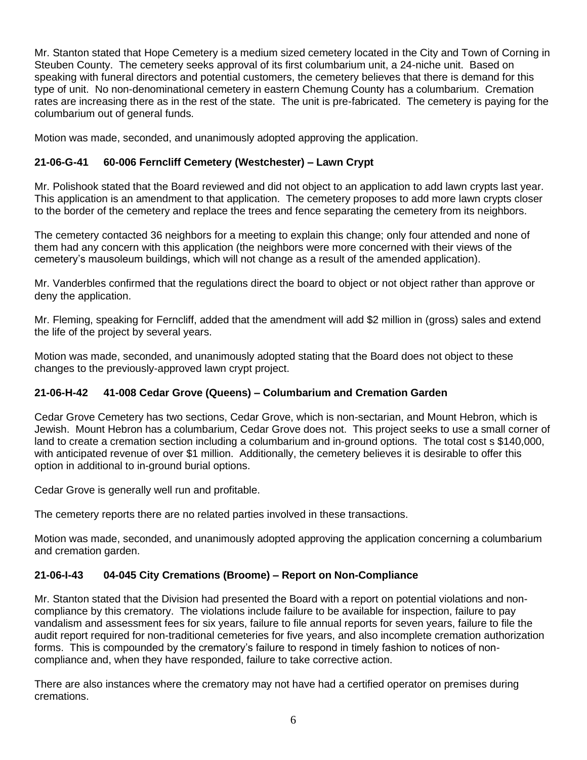Mr. Stanton stated that Hope Cemetery is a medium sized cemetery located in the City and Town of Corning in Steuben County. The cemetery seeks approval of its first columbarium unit, a 24-niche unit. Based on speaking with funeral directors and potential customers, the cemetery believes that there is demand for this type of unit. No non-denominational cemetery in eastern Chemung County has a columbarium. Cremation rates are increasing there as in the rest of the state. The unit is pre-fabricated. The cemetery is paying for the columbarium out of general funds.

Motion was made, seconded, and unanimously adopted approving the application.

### 21-06-G-41 60-006 Ferncliff Cemetery (Westchester) – Lawn Crypt

Mr. Polishook stated that the Board reviewed and did not object to an application to add lawn crypts last year. This application is an amendment to that application. The cemetery proposes to add more lawn crypts closer to the border of the cemetery and replace the trees and fence separating the cemetery from its neighbors.

The cemetery contacted 36 neighbors for a meeting to explain this change; only four attended and none of them had any concern with this application (the neighbors were more concerned with their views of the cemetery's mausoleum buildings, which will not change as a result of the amended application).

Mr. Vanderbles confirmed that the regulations direct the board to object or not object rather than approve or deny the application.

Mr. Fleming, speaking for Ferncliff, added that the amendment will add $2 million in (gross) sales and extend the life of the project by several years.

Motion was made, seconded, and unanimously adopted stating that the Board does not object to these changes to the previously-approved lawn crypt project.

### 21-06-H-42 41-008 Cedar Grove (Queens) – Columbarium and Cremation Garden

Cedar Grove Cemetery has two sections, Cedar Grove, which is non-sectarian, and Mount Hebron, which is Jewish. Mount Hebron has a columbarium, Cedar Grove does not. This project seeks to use a small corner of land to create a cremation section including a columbarium and in-ground options. The total cost s $140,000, with anticipated revenue of over $1 million. Additionally, the cemetery believes it is desirable to offer this option in additional to in-ground burial options.

Cedar Grove is generally well run and profitable.

The cemetery reports there are no related parties involved in these transactions.

Motion was made, seconded, and unanimously adopted approving the application concerning a columbarium and cremation garden.

### 21-06-I-43 04-045 City Cremations (Broome) – Report on Non-Compliance

Mr. Stanton stated that the Division had presented the Board with a report on potential violations and non-compliance by this crematory. The violations include failure to be available for inspection, failure to pay vandalism and assessment fees for six years, failure to file annual reports for seven years, failure to file the audit report required for non-traditional cemeteries for five years, and also incomplete cremation authorization forms. This is compounded by the crematory's failure to respond in timely fashion to notices of non-compliance and, when they have responded, failure to take corrective action.

There are also instances where the crematory may not have had a certified operator on premises during cremations.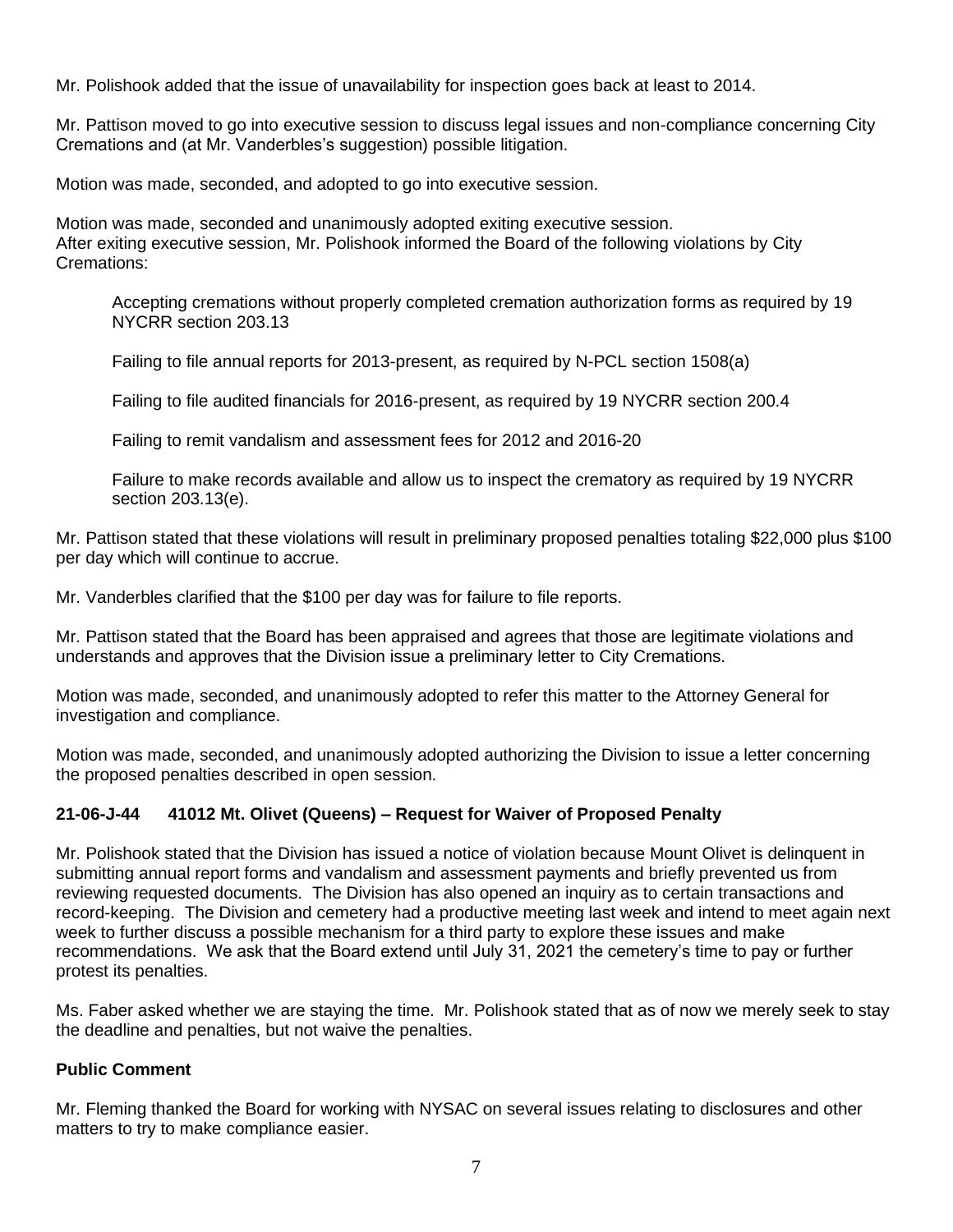Mr. Polishook added that the issue of unavailability for inspection goes back at least to 2014.

Mr. Pattison moved to go into executive session to discuss legal issues and non-compliance concerning City Cremations and (at Mr. Vanderbles's suggestion) possible litigation.

Motion was made, seconded, and adopted to go into executive session.

Motion was made, seconded and unanimously adopted exiting executive session.
After exiting executive session, Mr. Polishook informed the Board of the following violations by City Cremations:

> Accepting cremations without properly completed cremation authorization forms as required by 19 NYCRR section 203.13
>
> Failing to file annual reports for 2013-present, as required by N-PCL section 1508(a)
>
> Failing to file audited financials for 2016-present, as required by 19 NYCRR section 200.4
>
> Failing to remit vandalism and assessment fees for 2012 and 2016-20
>
> Failure to make records available and allow us to inspect the crematory as required by 19 NYCRR section 203.13(e).

Mr. Pattison stated that these violations will result in preliminary proposed penalties totaling $22,000 plus $100 per day which will continue to accrue.

Mr. Vanderbles clarified that the $100 per day was for failure to file reports.

Mr. Pattison stated that the Board has been appraised and agrees that those are legitimate violations and understands and approves that the Division issue a preliminary letter to City Cremations.

Motion was made, seconded, and unanimously adopted to refer this matter to the Attorney General for investigation and compliance.

Motion was made, seconded, and unanimously adopted authorizing the Division to issue a letter concerning the proposed penalties described in open session.

### 21-06-J-44 41012 Mt. Olivet (Queens) – Request for Waiver of Proposed Penalty

Mr. Polishook stated that the Division has issued a notice of violation because Mount Olivet is delinquent in submitting annual report forms and vandalism and assessment payments and briefly prevented us from reviewing requested documents. The Division has also opened an inquiry as to certain transactions and record-keeping. The Division and cemetery had a productive meeting last week and intend to meet again next week to further discuss a possible mechanism for a third party to explore these issues and make recommendations. We ask that the Board extend until July 31, 2021 the cemetery's time to pay or further protest its penalties.

Ms. Faber asked whether we are staying the time. Mr. Polishook stated that as of now we merely seek to stay the deadline and penalties, but not waive the penalties.

### Public Comment

Mr. Fleming thanked the Board for working with NYSAC on several issues relating to disclosures and other matters to try to make compliance easier.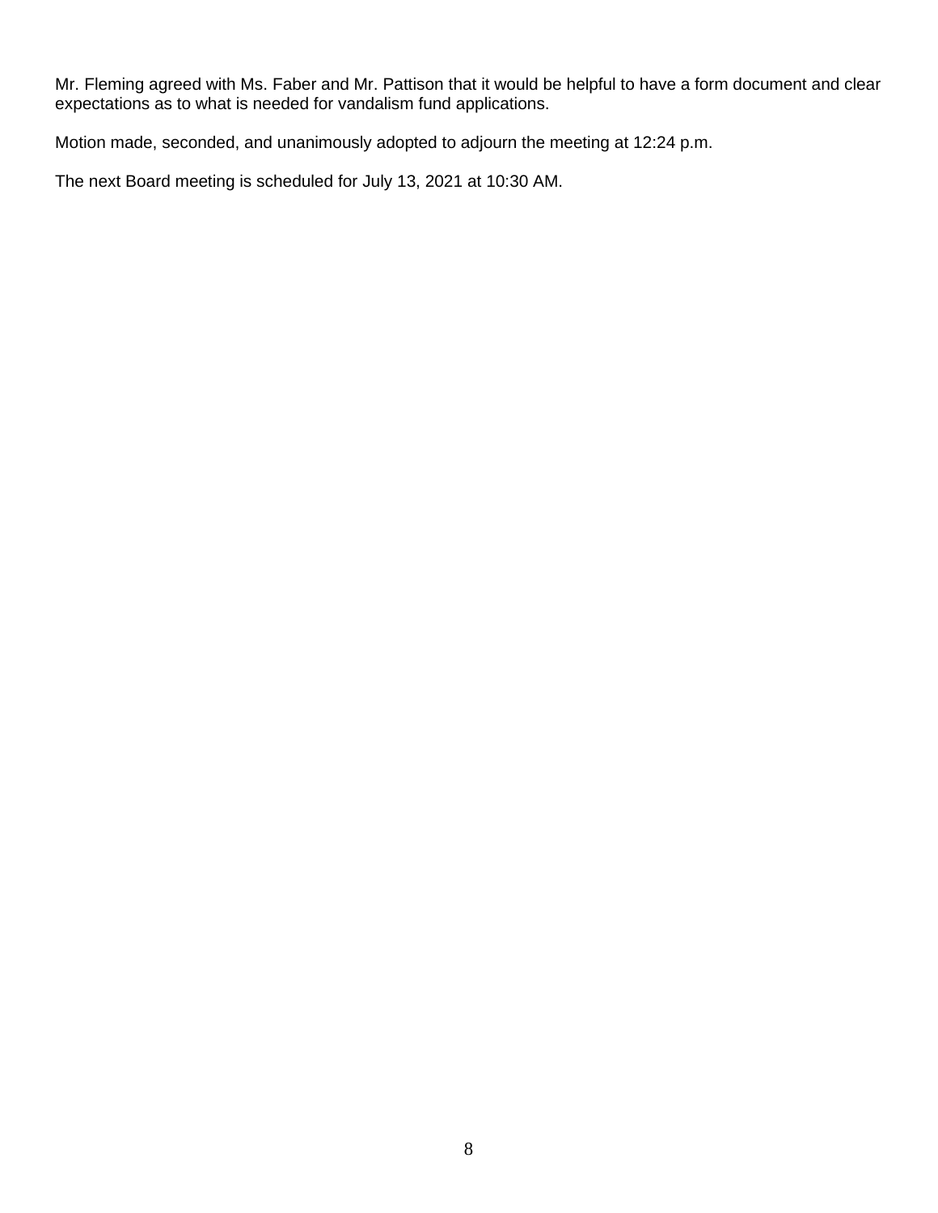Mr. Fleming agreed with Ms. Faber and Mr. Pattison that it would be helpful to have a form document and clear expectations as to what is needed for vandalism fund applications.

Motion made, seconded, and unanimously adopted to adjourn the meeting at 12:24 p.m.

The next Board meeting is scheduled for July 13, 2021 at 10:30 AM.